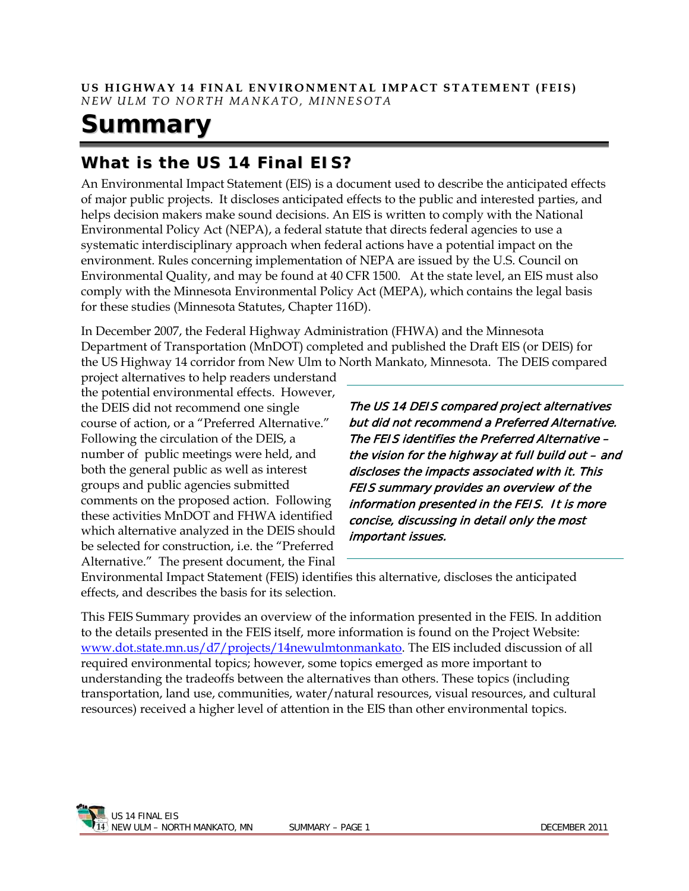**US HIGHWAY 14 FINAL ENVIRONMENTAL IMPACT STATEMENT (FEIS)**
*NEW ULM TO NORTH MANKATO, MINNESOTA*

# Summary

## What is the US 14 Final EIS?

An Environmental Impact Statement (EIS) is a document used to describe the anticipated effects of major public projects. It discloses anticipated effects to the public and interested parties, and helps decision makers make sound decisions. An EIS is written to comply with the National Environmental Policy Act (NEPA), a federal statute that directs federal agencies to use a systematic interdisciplinary approach when federal actions have a potential impact on the environment. Rules concerning implementation of NEPA are issued by the U.S. Council on Environmental Quality, and may be found at 40 CFR 1500. At the state level, an EIS must also comply with the Minnesota Environmental Policy Act (MEPA), which contains the legal basis for these studies (Minnesota Statutes, Chapter 116D).

In December 2007, the Federal Highway Administration (FHWA) and the Minnesota Department of Transportation (MnDOT) completed and published the Draft EIS (or DEIS) for the US Highway 14 corridor from New Ulm to North Mankato, Minnesota. The DEIS compared project alternatives to help readers understand the potential environmental effects. However, the DEIS did not recommend one single course of action, or a "Preferred Alternative." Following the circulation of the DEIS, a number of public meetings were held, and both the general public as well as interest groups and public agencies submitted comments on the proposed action. Following these activities MnDOT and FHWA identified which alternative analyzed in the DEIS should be selected for construction, i.e. the "Preferred Alternative." The present document, the Final Environmental Impact Statement (FEIS) identifies this alternative, discloses the anticipated effects, and describes the basis for its selection.

***The US 14 DEIS compared project alternatives but did not recommend a Preferred Alternative. The FEIS identifies the Preferred Alternative – the vision for the highway at full build out – and discloses the impacts associated with it. This FEIS summary provides an overview of the information presented in the FEIS. It is more concise, discussing in detail only the most important issues.***

This FEIS Summary provides an overview of the information presented in the FEIS. In addition to the details presented in the FEIS itself, more information is found on the Project Website: [www.dot.state.mn.us/d7/projects/14newulmtonmankato](www.dot.state.mn.us/d7/projects/14newulmtonmankato). The EIS included discussion of all required environmental topics; however, some topics emerged as more important to understanding the tradeoffs between the alternatives than others. These topics (including transportation, land use, communities, water/natural resources, visual resources, and cultural resources) received a higher level of attention in the EIS than other environmental topics.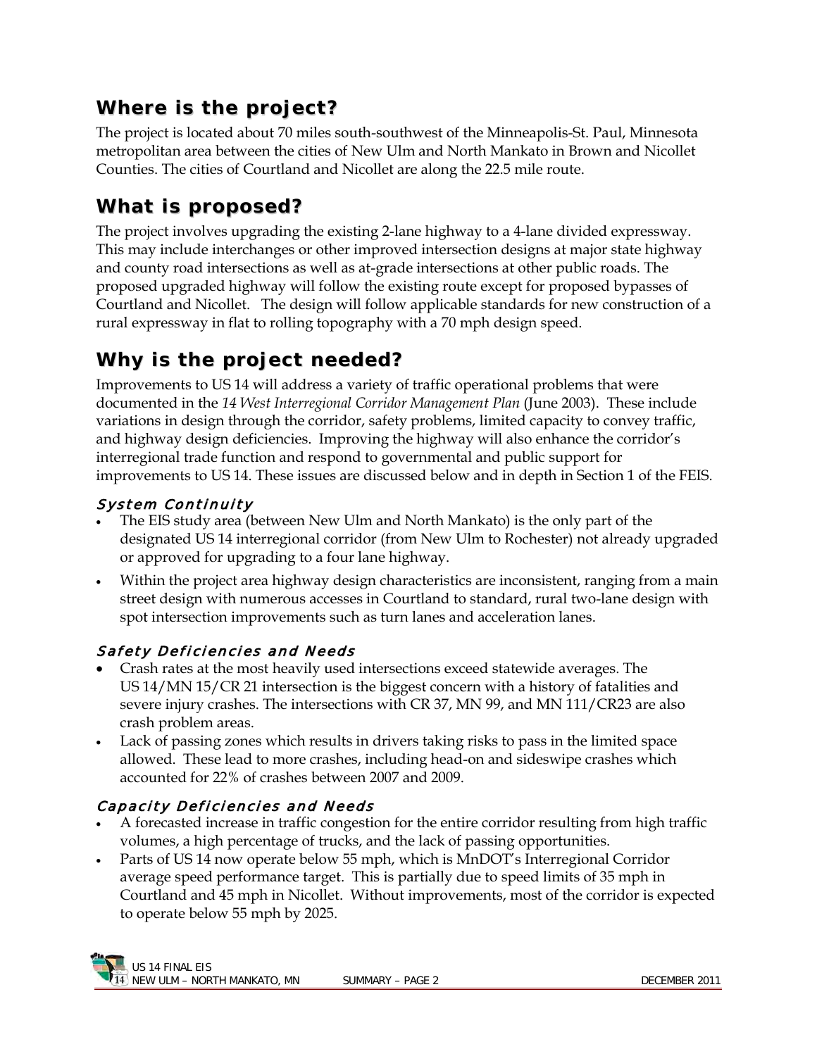## Where is the project?

The project is located about 70 miles south-southwest of the Minneapolis-St. Paul, Minnesota metropolitan area between the cities of New Ulm and North Mankato in Brown and Nicollet Counties. The cities of Courtland and Nicollet are along the 22.5 mile route.

## What is proposed?

The project involves upgrading the existing 2-lane highway to a 4-lane divided expressway. This may include interchanges or other improved intersection designs at major state highway and county road intersections as well as at-grade intersections at other public roads. The proposed upgraded highway will follow the existing route except for proposed bypasses of Courtland and Nicollet. The design will follow applicable standards for new construction of a rural expressway in flat to rolling topography with a 70 mph design speed.

## Why is the project needed?

Improvements to US 14 will address a variety of traffic operational problems that were documented in the *14 West Interregional Corridor Management Plan* (June 2003). These include variations in design through the corridor, safety problems, limited capacity to convey traffic, and highway design deficiencies. Improving the highway will also enhance the corridor's interregional trade function and respond to governmental and public support for improvements to US 14. These issues are discussed below and in depth in Section 1 of the FEIS.

### *System Continuity*

- The EIS study area (between New Ulm and North Mankato) is the only part of the designated US 14 interregional corridor (from New Ulm to Rochester) not already upgraded or approved for upgrading to a four lane highway.
- Within the project area highway design characteristics are inconsistent, ranging from a main street design with numerous accesses in Courtland to standard, rural two-lane design with spot intersection improvements such as turn lanes and acceleration lanes.

### *Safety Deficiencies and Needs*

- Crash rates at the most heavily used intersections exceed statewide averages. The US 14/MN 15/CR 21 intersection is the biggest concern with a history of fatalities and severe injury crashes. The intersections with CR 37, MN 99, and MN 111/CR23 are also crash problem areas.
- Lack of passing zones which results in drivers taking risks to pass in the limited space allowed. These lead to more crashes, including head-on and sideswipe crashes which accounted for 22% of crashes between 2007 and 2009.

### *Capacity Deficiencies and Needs*

- A forecasted increase in traffic congestion for the entire corridor resulting from high traffic volumes, a high percentage of trucks, and the lack of passing opportunities.
- Parts of US 14 now operate below 55 mph, which is MnDOT's Interregional Corridor average speed performance target. This is partially due to speed limits of 35 mph in Courtland and 45 mph in Nicollet. Without improvements, most of the corridor is expected to operate below 55 mph by 2025.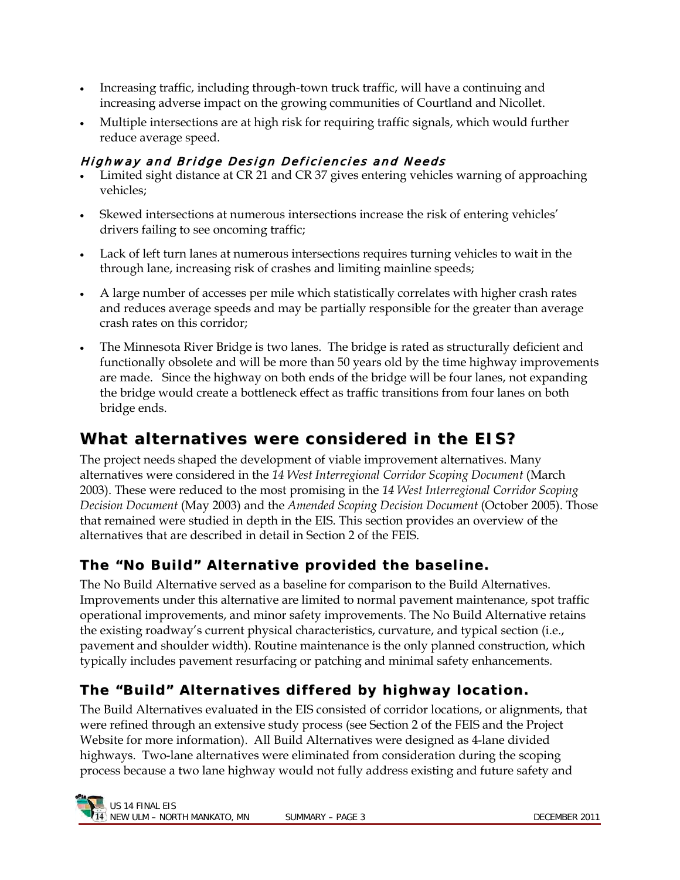- Increasing traffic, including through-town truck traffic, will have a continuing and increasing adverse impact on the growing communities of Courtland and Nicollet.
- Multiple intersections are at high risk for requiring traffic signals, which would further reduce average speed.

### *Highway and Bridge Design Deficiencies and Needs*

- Limited sight distance at CR 21 and CR 37 gives entering vehicles warning of approaching vehicles;
- Skewed intersections at numerous intersections increase the risk of entering vehicles' drivers failing to see oncoming traffic;
- Lack of left turn lanes at numerous intersections requires turning vehicles to wait in the through lane, increasing risk of crashes and limiting mainline speeds;
- A large number of accesses per mile which statistically correlates with higher crash rates and reduces average speeds and may be partially responsible for the greater than average crash rates on this corridor;
- The Minnesota River Bridge is two lanes. The bridge is rated as structurally deficient and functionally obsolete and will be more than 50 years old by the time highway improvements are made. Since the highway on both ends of the bridge will be four lanes, not expanding the bridge would create a bottleneck effect as traffic transitions from four lanes on both bridge ends.

## What alternatives were considered in the EIS?

The project needs shaped the development of viable improvement alternatives. Many alternatives were considered in the *14 West Interregional Corridor Scoping Document* (March 2003). These were reduced to the most promising in the *14 West Interregional Corridor Scoping Decision Document* (May 2003) and the *Amended Scoping Decision Document* (October 2005). Those that remained were studied in depth in the EIS. This section provides an overview of the alternatives that are described in detail in Section 2 of the FEIS.

### The "No Build" Alternative provided the baseline.

The No Build Alternative served as a baseline for comparison to the Build Alternatives. Improvements under this alternative are limited to normal pavement maintenance, spot traffic operational improvements, and minor safety improvements. The No Build Alternative retains the existing roadway's current physical characteristics, curvature, and typical section (i.e., pavement and shoulder width). Routine maintenance is the only planned construction, which typically includes pavement resurfacing or patching and minimal safety enhancements.

### The "Build" Alternatives differed by highway location.

The Build Alternatives evaluated in the EIS consisted of corridor locations, or alignments, that were refined through an extensive study process (see Section 2 of the FEIS and the Project Website for more information). All Build Alternatives were designed as 4-lane divided highways. Two-lane alternatives were eliminated from consideration during the scoping process because a two lane highway would not fully address existing and future safety and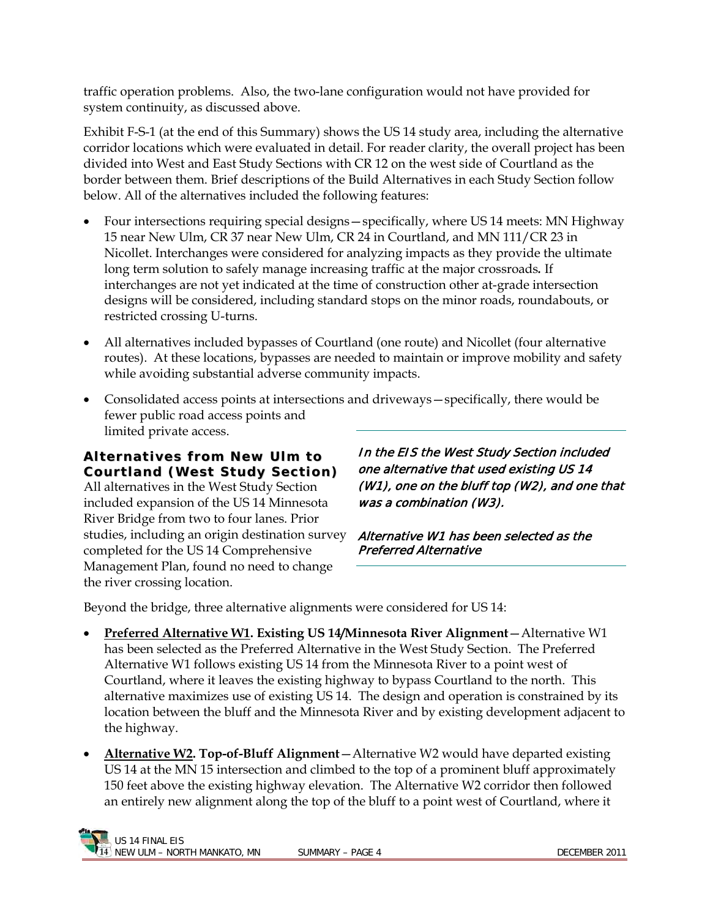traffic operation problems. Also, the two-lane configuration would not have provided for system continuity, as discussed above.

Exhibit F-S-1 (at the end of this Summary) shows the US 14 study area, including the alternative corridor locations which were evaluated in detail. For reader clarity, the overall project has been divided into West and East Study Sections with CR 12 on the west side of Courtland as the border between them. Brief descriptions of the Build Alternatives in each Study Section follow below. All of the alternatives included the following features:

- Four intersections requiring special designs—specifically, where US 14 meets: MN Highway 15 near New Ulm, CR 37 near New Ulm, CR 24 in Courtland, and MN 111/CR 23 in Nicollet. Interchanges were considered for analyzing impacts as they provide the ultimate long term solution to safely manage increasing traffic at the major crossroads. If interchanges are not yet indicated at the time of construction other at-grade intersection designs will be considered, including standard stops on the minor roads, roundabouts, or restricted crossing U-turns.
- All alternatives included bypasses of Courtland (one route) and Nicollet (four alternative routes). At these locations, bypasses are needed to maintain or improve mobility and safety while avoiding substantial adverse community impacts.
- Consolidated access points at intersections and driveways—specifically, there would be fewer public road access points and limited private access.

### Alternatives from New Ulm to Courtland (West Study Section)

*In the EIS the West Study Section included one alternative that used existing US 14 (W1), one on the bluff top (W2), and one that was a combination (W3).*

*Alternative W1 has been selected as the Preferred Alternative*

All alternatives in the West Study Section included expansion of the US 14 Minnesota River Bridge from two to four lanes. Prior studies, including an origin destination survey completed for the US 14 Comprehensive Management Plan, found no need to change the river crossing location.

Beyond the bridge, three alternative alignments were considered for US 14:

- **Preferred Alternative W1. Existing US 14/Minnesota River Alignment**—Alternative W1 has been selected as the Preferred Alternative in the West Study Section. The Preferred Alternative W1 follows existing US 14 from the Minnesota River to a point west of Courtland, where it leaves the existing highway to bypass Courtland to the north. This alternative maximizes use of existing US 14. The design and operation is constrained by its location between the bluff and the Minnesota River and by existing development adjacent to the highway.
- **Alternative W2. Top-of-Bluff Alignment**—Alternative W2 would have departed existing US 14 at the MN 15 intersection and climbed to the top of a prominent bluff approximately 150 feet above the existing highway elevation. The Alternative W2 corridor then followed an entirely new alignment along the top of the bluff to a point west of Courtland, where it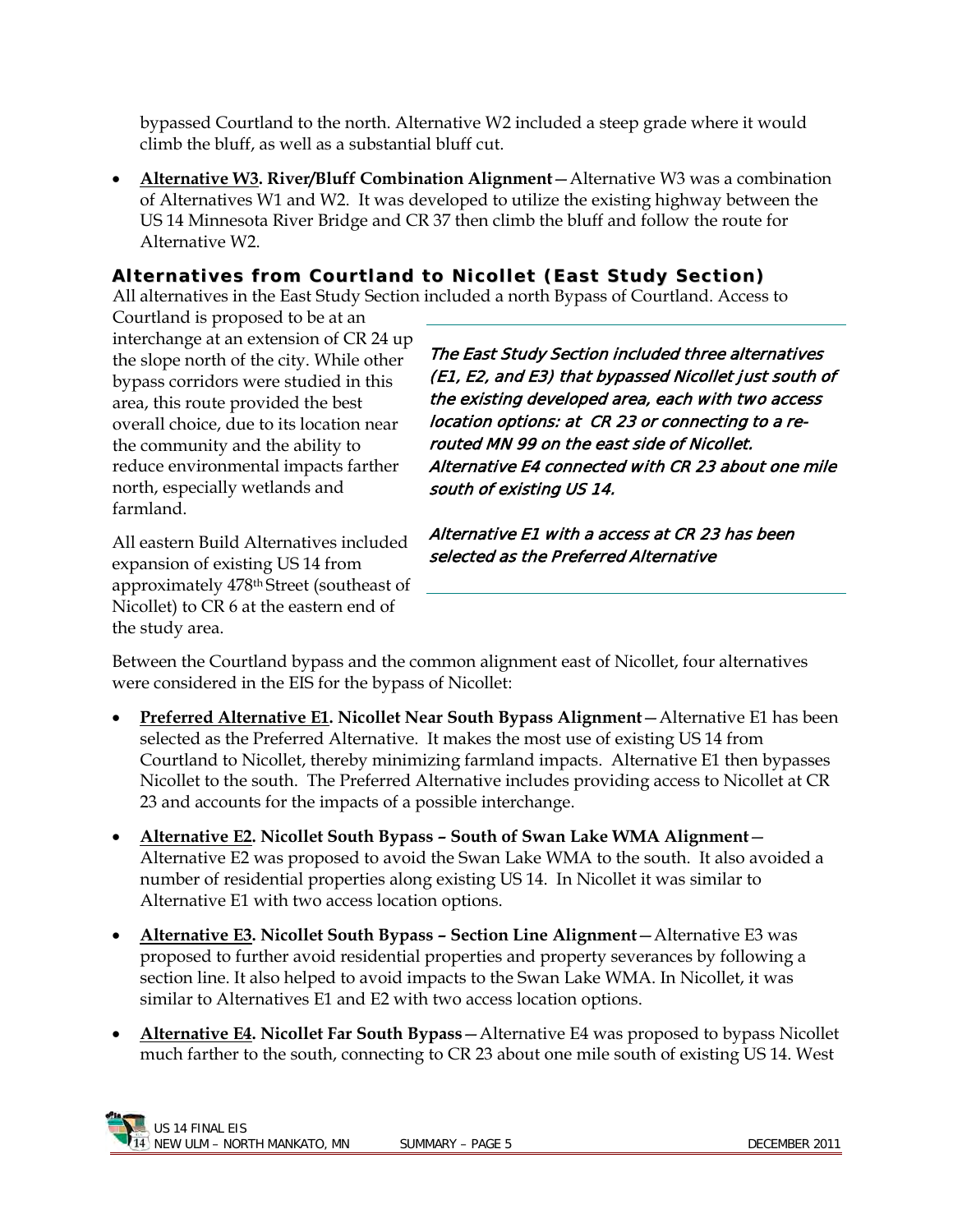bypassed Courtland to the north. Alternative W2 included a steep grade where it would climb the bluff, as well as a substantial bluff cut.

- **Alternative W3. River/Bluff Combination Alignment**—Alternative W3 was a combination of Alternatives W1 and W2. It was developed to utilize the existing highway between the US 14 Minnesota River Bridge and CR 37 then climb the bluff and follow the route for Alternative W2.

### Alternatives from Courtland to Nicollet (East Study Section)

All alternatives in the East Study Section included a north Bypass of Courtland. Access to Courtland is proposed to be at an interchange at an extension of CR 24 up the slope north of the city. While other bypass corridors were studied in this area, this route provided the best overall choice, due to its location near the community and the ability to reduce environmental impacts farther north, especially wetlands and farmland.

*The East Study Section included three alternatives (E1, E2, and E3) that bypassed Nicollet just south of the existing developed area, each with two access location options: at CR 23 or connecting to a re-routed MN 99 on the east side of Nicollet. Alternative E4 connected with CR 23 about one mile south of existing US 14.*

*Alternative E1 with a access at CR 23 has been selected as the Preferred Alternative*

All eastern Build Alternatives included expansion of existing US 14 from approximately 478th Street (southeast of Nicollet) to CR 6 at the eastern end of the study area.

Between the Courtland bypass and the common alignment east of Nicollet, four alternatives were considered in the EIS for the bypass of Nicollet:

- **Preferred Alternative E1. Nicollet Near South Bypass Alignment**—Alternative E1 has been selected as the Preferred Alternative. It makes the most use of existing US 14 from Courtland to Nicollet, thereby minimizing farmland impacts. Alternative E1 then bypasses Nicollet to the south. The Preferred Alternative includes providing access to Nicollet at CR 23 and accounts for the impacts of a possible interchange.
- **Alternative E2. Nicollet South Bypass – South of Swan Lake WMA Alignment**—Alternative E2 was proposed to avoid the Swan Lake WMA to the south. It also avoided a number of residential properties along existing US 14. In Nicollet it was similar to Alternative E1 with two access location options.
- **Alternative E3. Nicollet South Bypass – Section Line Alignment**—Alternative E3 was proposed to further avoid residential properties and property severances by following a section line. It also helped to avoid impacts to the Swan Lake WMA. In Nicollet, it was similar to Alternatives E1 and E2 with two access location options.
- **Alternative E4. Nicollet Far South Bypass**—Alternative E4 was proposed to bypass Nicollet much farther to the south, connecting to CR 23 about one mile south of existing US 14. West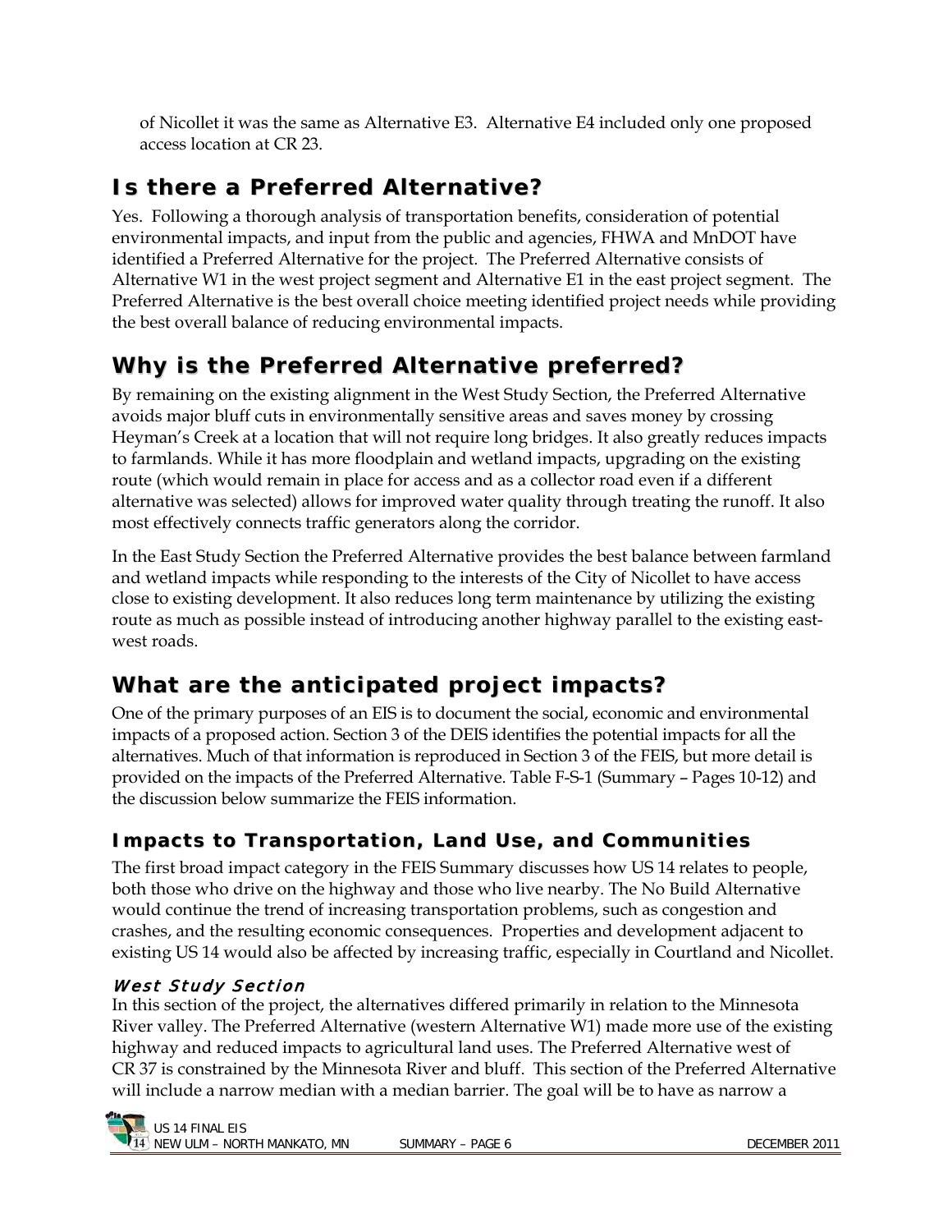of Nicollet it was the same as Alternative E3. Alternative E4 included only one proposed access location at CR 23.

## Is there a Preferred Alternative?

Yes. Following a thorough analysis of transportation benefits, consideration of potential environmental impacts, and input from the public and agencies, FHWA and MnDOT have identified a Preferred Alternative for the project. The Preferred Alternative consists of Alternative W1 in the west project segment and Alternative E1 in the east project segment. The Preferred Alternative is the best overall choice meeting identified project needs while providing the best overall balance of reducing environmental impacts.

## Why is the Preferred Alternative preferred?

By remaining on the existing alignment in the West Study Section, the Preferred Alternative avoids major bluff cuts in environmentally sensitive areas and saves money by crossing Heyman's Creek at a location that will not require long bridges. It also greatly reduces impacts to farmlands. While it has more floodplain and wetland impacts, upgrading on the existing route (which would remain in place for access and as a collector road even if a different alternative was selected) allows for improved water quality through treating the runoff. It also most effectively connects traffic generators along the corridor.

In the East Study Section the Preferred Alternative provides the best balance between farmland and wetland impacts while responding to the interests of the City of Nicollet to have access close to existing development. It also reduces long term maintenance by utilizing the existing route as much as possible instead of introducing another highway parallel to the existing east-west roads.

## What are the anticipated project impacts?

One of the primary purposes of an EIS is to document the social, economic and environmental impacts of a proposed action. Section 3 of the DEIS identifies the potential impacts for all the alternatives. Much of that information is reproduced in Section 3 of the FEIS, but more detail is provided on the impacts of the Preferred Alternative. Table F-S-1 (Summary – Pages 10-12) and the discussion below summarize the FEIS information.

### Impacts to Transportation, Land Use, and Communities

The first broad impact category in the FEIS Summary discusses how US 14 relates to people, both those who drive on the highway and those who live nearby. The No Build Alternative would continue the trend of increasing transportation problems, such as congestion and crashes, and the resulting economic consequences. Properties and development adjacent to existing US 14 would also be affected by increasing traffic, especially in Courtland and Nicollet.

#### *West Study Section*

In this section of the project, the alternatives differed primarily in relation to the Minnesota River valley. The Preferred Alternative (western Alternative W1) made more use of the existing highway and reduced impacts to agricultural land uses. The Preferred Alternative west of CR 37 is constrained by the Minnesota River and bluff. This section of the Preferred Alternative will include a narrow median with a median barrier. The goal will be to have as narrow a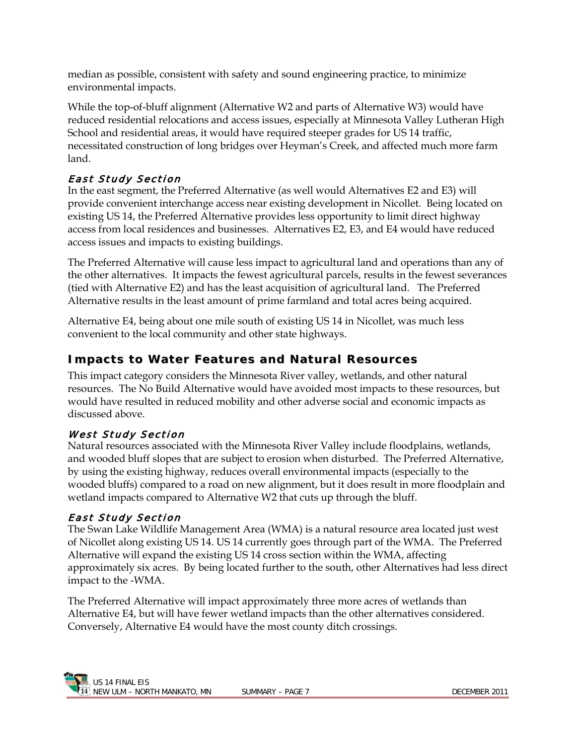median as possible, consistent with safety and sound engineering practice, to minimize environmental impacts.

While the top-of-bluff alignment (Alternative W2 and parts of Alternative W3) would have reduced residential relocations and access issues, especially at Minnesota Valley Lutheran High School and residential areas, it would have required steeper grades for US 14 traffic, necessitated construction of long bridges over Heyman's Creek, and affected much more farm land.

### *East Study Section*

In the east segment, the Preferred Alternative (as well would Alternatives E2 and E3) will provide convenient interchange access near existing development in Nicollet. Being located on existing US 14, the Preferred Alternative provides less opportunity to limit direct highway access from local residences and businesses. Alternatives E2, E3, and E4 would have reduced access issues and impacts to existing buildings.

The Preferred Alternative will cause less impact to agricultural land and operations than any of the other alternatives. It impacts the fewest agricultural parcels, results in the fewest severances (tied with Alternative E2) and has the least acquisition of agricultural land. The Preferred Alternative results in the least amount of prime farmland and total acres being acquired.

Alternative E4, being about one mile south of existing US 14 in Nicollet, was much less convenient to the local community and other state highways.

## Impacts to Water Features and Natural Resources

This impact category considers the Minnesota River valley, wetlands, and other natural resources. The No Build Alternative would have avoided most impacts to these resources, but would have resulted in reduced mobility and other adverse social and economic impacts as discussed above.

### *West Study Section*

Natural resources associated with the Minnesota River Valley include floodplains, wetlands, and wooded bluff slopes that are subject to erosion when disturbed. The Preferred Alternative, by using the existing highway, reduces overall environmental impacts (especially to the wooded bluffs) compared to a road on new alignment, but it does result in more floodplain and wetland impacts compared to Alternative W2 that cuts up through the bluff.

### *East Study Section*

The Swan Lake Wildlife Management Area (WMA) is a natural resource area located just west of Nicollet along existing US 14. US 14 currently goes through part of the WMA. The Preferred Alternative will expand the existing US 14 cross section within the WMA, affecting approximately six acres. By being located further to the south, other Alternatives had less direct impact to the -WMA.

The Preferred Alternative will impact approximately three more acres of wetlands than Alternative E4, but will have fewer wetland impacts than the other alternatives considered. Conversely, Alternative E4 would have the most county ditch crossings.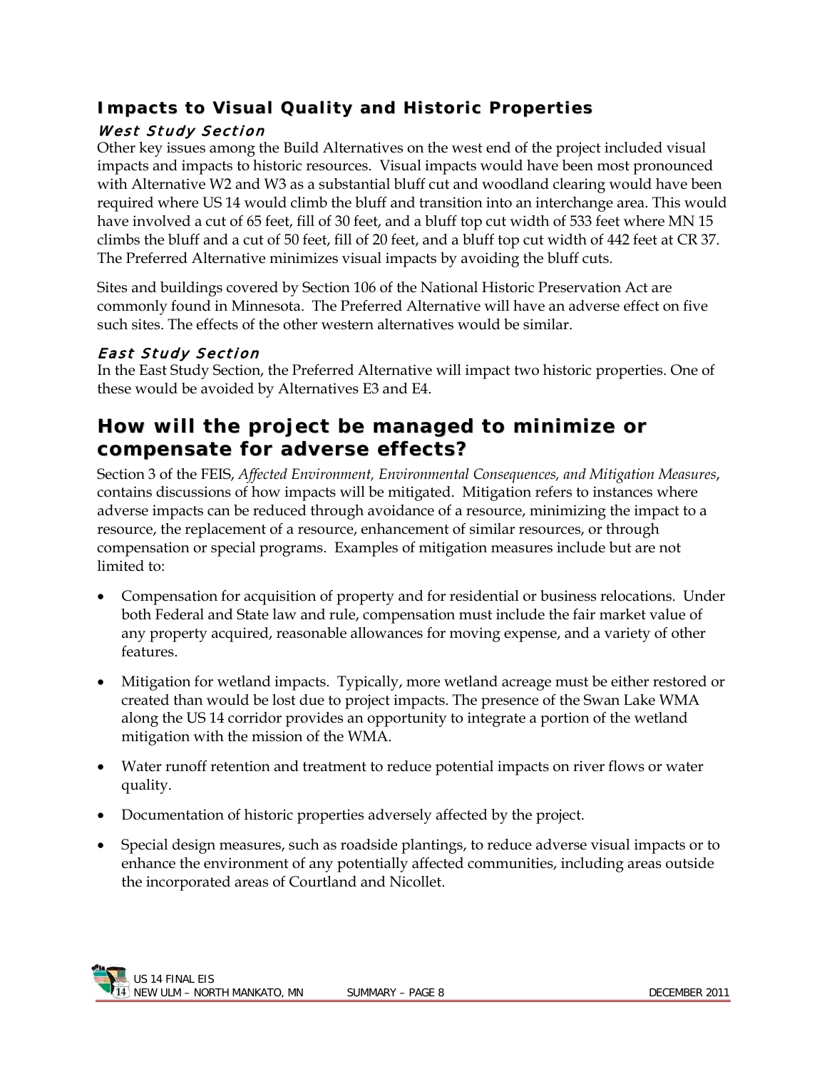### Impacts to Visual Quality and Historic Properties

#### *West Study Section*

Other key issues among the Build Alternatives on the west end of the project included visual impacts and impacts to historic resources. Visual impacts would have been most pronounced with Alternative W2 and W3 as a substantial bluff cut and woodland clearing would have been required where US 14 would climb the bluff and transition into an interchange area. This would have involved a cut of 65 feet, fill of 30 feet, and a bluff top cut width of 533 feet where MN 15 climbs the bluff and a cut of 50 feet, fill of 20 feet, and a bluff top cut width of 442 feet at CR 37. The Preferred Alternative minimizes visual impacts by avoiding the bluff cuts.

Sites and buildings covered by Section 106 of the National Historic Preservation Act are commonly found in Minnesota. The Preferred Alternative will have an adverse effect on five such sites. The effects of the other western alternatives would be similar.

#### *East Study Section*

In the East Study Section, the Preferred Alternative will impact two historic properties. One of these would be avoided by Alternatives E3 and E4.

## How will the project be managed to minimize or compensate for adverse effects?

Section 3 of the FEIS, *Affected Environment, Environmental Consequences, and Mitigation Measures*, contains discussions of how impacts will be mitigated. Mitigation refers to instances where adverse impacts can be reduced through avoidance of a resource, minimizing the impact to a resource, the replacement of a resource, enhancement of similar resources, or through compensation or special programs. Examples of mitigation measures include but are not limited to:

- Compensation for acquisition of property and for residential or business relocations. Under both Federal and State law and rule, compensation must include the fair market value of any property acquired, reasonable allowances for moving expense, and a variety of other features.
- Mitigation for wetland impacts. Typically, more wetland acreage must be either restored or created than would be lost due to project impacts. The presence of the Swan Lake WMA along the US 14 corridor provides an opportunity to integrate a portion of the wetland mitigation with the mission of the WMA.
- Water runoff retention and treatment to reduce potential impacts on river flows or water quality.
- Documentation of historic properties adversely affected by the project.
- Special design measures, such as roadside plantings, to reduce adverse visual impacts or to enhance the environment of any potentially affected communities, including areas outside the incorporated areas of Courtland and Nicollet.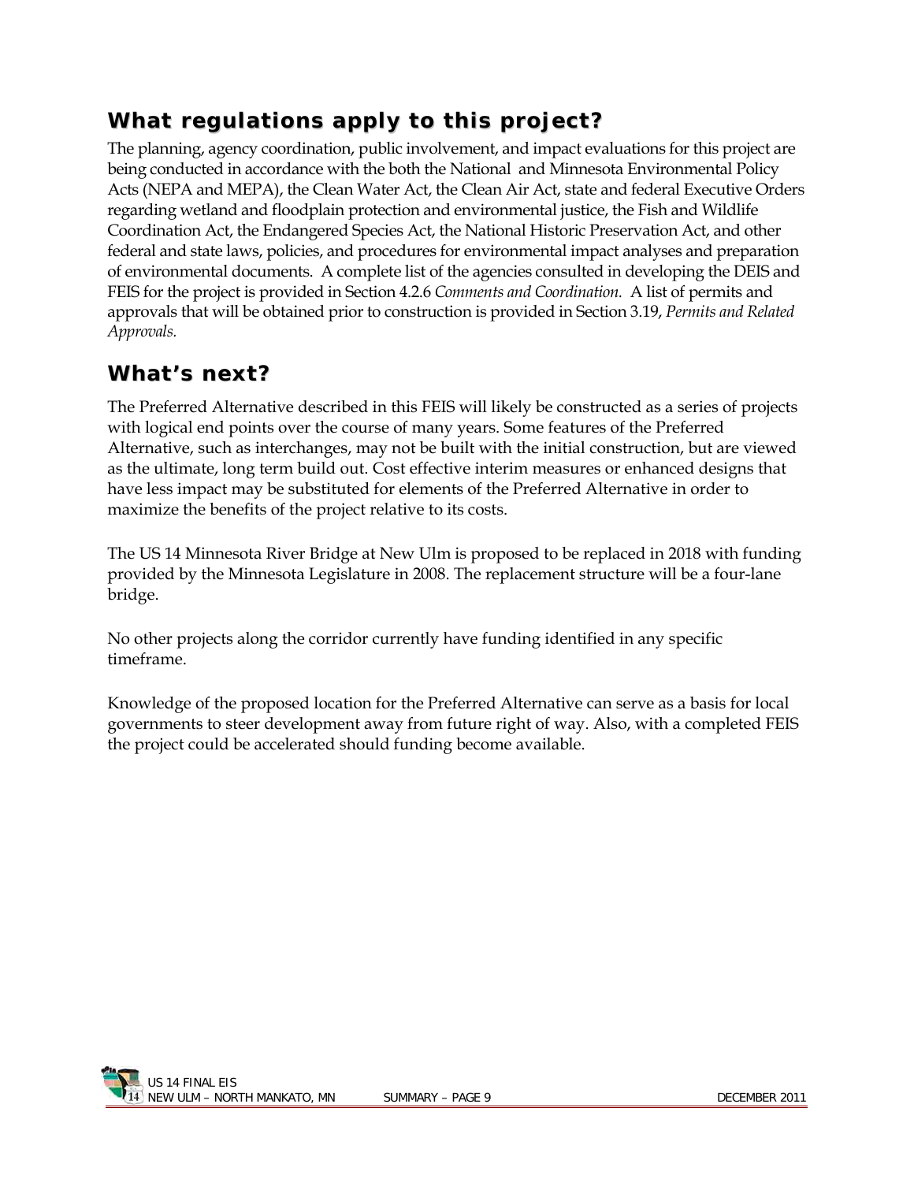## What regulations apply to this project?

The planning, agency coordination, public involvement, and impact evaluations for this project are being conducted in accordance with the both the National  and Minnesota Environmental Policy Acts (NEPA and MEPA), the Clean Water Act, the Clean Air Act, state and federal Executive Orders regarding wetland and floodplain protection and environmental justice, the Fish and Wildlife Coordination Act, the Endangered Species Act, the National Historic Preservation Act, and other federal and state laws, policies, and procedures for environmental impact analyses and preparation of environmental documents.  A complete list of the agencies consulted in developing the DEIS and FEIS for the project is provided in Section 4.2.6 *Comments and Coordination.*  A list of permits and approvals that will be obtained prior to construction is provided in Section 3.19, *Permits and Related Approvals.*

## What's next?

The Preferred Alternative described in this FEIS will likely be constructed as a series of projects with logical end points over the course of many years. Some features of the Preferred Alternative, such as interchanges, may not be built with the initial construction, but are viewed as the ultimate, long term build out. Cost effective interim measures or enhanced designs that have less impact may be substituted for elements of the Preferred Alternative in order to maximize the benefits of the project relative to its costs.

The US 14 Minnesota River Bridge at New Ulm is proposed to be replaced in 2018 with funding provided by the Minnesota Legislature in 2008. The replacement structure will be a four-lane bridge.

No other projects along the corridor currently have funding identified in any specific timeframe.

Knowledge of the proposed location for the Preferred Alternative can serve as a basis for local governments to steer development away from future right of way. Also, with a completed FEIS the project could be accelerated should funding become available.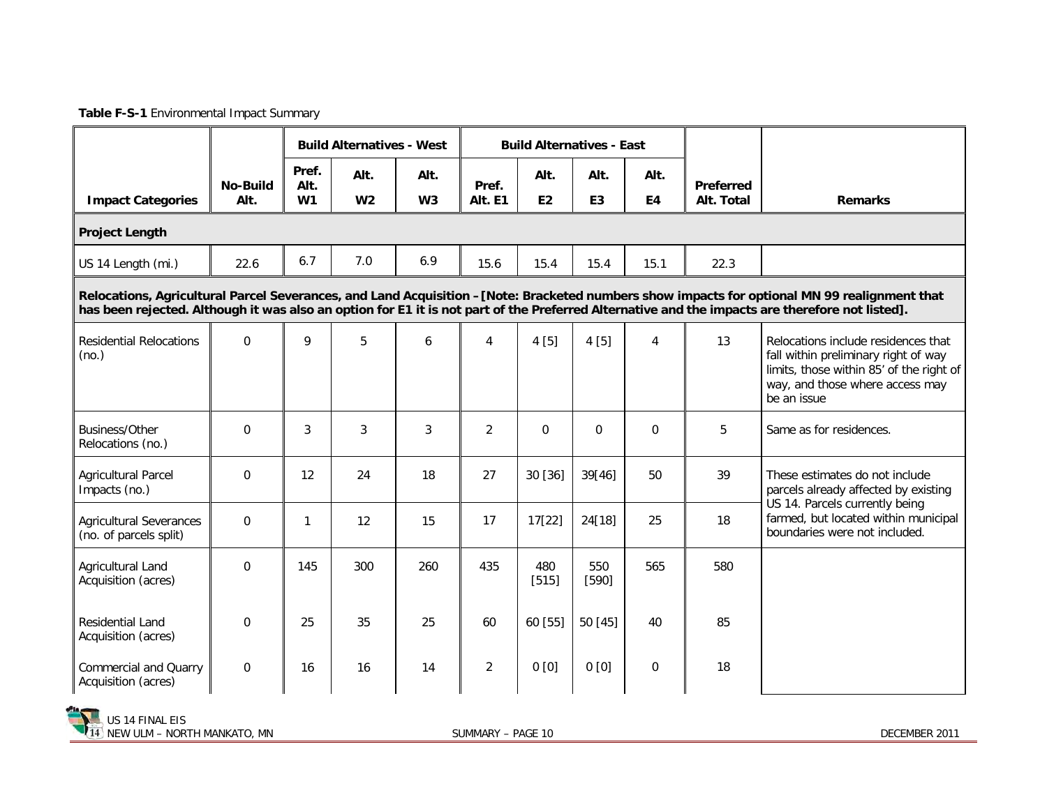**Table F-S-1** Environmental Impact Summary

| Impact Categories | No-Build Alt. | Build Alternatives - West | | | Build Alternatives - East | | | | Preferred Alt. Total | Remarks |
|---|---|---|---|---|---|---|---|---|---|---|
| | | Pref. Alt. W1 | Alt. W2 | Alt. W3 | Pref. Alt. E1 | Alt. E2 | Alt. E3 | Alt. E4 | | |
| **Project Length** | | | | | | | | | | |
| US 14 Length (mi.) | 22.6 | 6.7 | 7.0 | 6.9 | 15.6 | 15.4 | 15.4 | 15.1 | 22.3 | |
| **Relocations, Agricultural Parcel Severances, and Land Acquisition – [Note: Bracketed numbers show impacts for optional MN 99 realignment that has been rejected. Although it was also an option for E1 it is not part of the Preferred Alternative and the impacts are therefore not listed].** | | | | | | | | | | |
| Residential Relocations (no.) | 0 | 9 | 5 | 6 | 4 | 4 [5] | 4 [5] | 4 | 13 | Relocations include residences that fall within preliminary right of way limits, those within 85' of the right of way, and those where access may be an issue |
| Business/Other Relocations (no.) | 0 | 3 | 3 | 3 | 2 | 0 | 0 | 0 | 5 | Same as for residences. |
| Agricultural Parcel Impacts (no.) | 0 | 12 | 24 | 18 | 27 | 30 [36] | 39[46] | 50 | 39 | These estimates do not include parcels already affected by existing US 14. Parcels currently being farmed, but located within municipal boundaries were not included. |
| Agricultural Severances (no. of parcels split) | 0 | 1 | 12 | 15 | 17 | 17[22] | 24[18] | 25 | 18 | |
| Agricultural Land Acquisition (acres) | 0 | 145 | 300 | 260 | 435 | 480 [515] | 550 [590] | 565 | 580 | |
| Residential Land Acquisition (acres) | 0 | 25 | 35 | 25 | 60 | 60 [55] | 50 [45] | 40 | 85 | |
| Commercial and Quarry Acquisition (acres) | 0 | 16 | 16 | 14 | 2 | 0 [0] | 0 [0] | 0 | 18 | |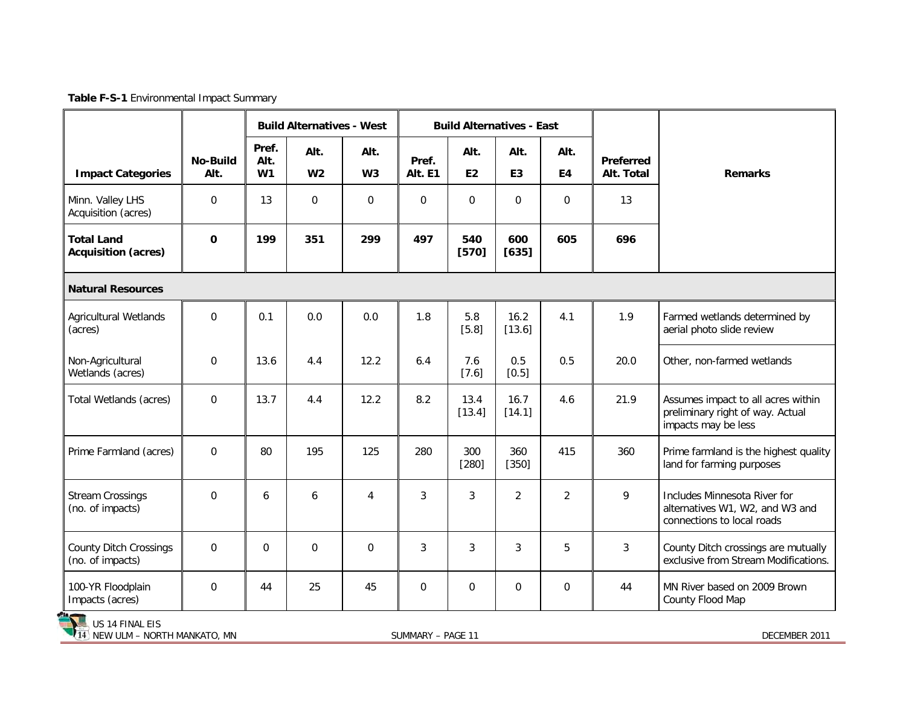**Table F-S-1** Environmental Impact Summary

| Impact Categories | No-Build Alt. | Build Alternatives - West | | | Build Alternatives - East | | | | Preferred Alt. Total | Remarks |
|---|---|---|---|---|---|---|---|---|---|---|
| | | Pref. Alt. W1 | Alt. W2 | Alt. W3 | Pref. Alt. E1 | Alt. E2 | Alt. E3 | Alt. E4 | | |
| Minn. Valley LHS Acquisition (acres) | 0 | 13 | 0 | 0 | 0 | 0 | 0 | 0 | 13 | |
| **Total Land Acquisition (acres)** | **0** | **199** | **351** | **299** | **497** | **540 [570]** | **600 [635]** | **605** | **696** | |
| **Natural Resources** | | | | | | | | | | |
| Agricultural Wetlands (acres) | 0 | 0.1 | 0.0 | 0.0 | 1.8 | 5.8 [5.8] | 16.2 [13.6] | 4.1 | 1.9 | Farmed wetlands determined by aerial photo slide review |
| Non-Agricultural Wetlands (acres) | 0 | 13.6 | 4.4 | 12.2 | 6.4 | 7.6 [7.6] | 0.5 [0.5] | 0.5 | 20.0 | Other, non-farmed wetlands |
| Total Wetlands (acres) | 0 | 13.7 | 4.4 | 12.2 | 8.2 | 13.4 [13.4] | 16.7 [14.1] | 4.6 | 21.9 | Assumes impact to all acres within preliminary right of way. Actual impacts may be less |
| Prime Farmland (acres) | 0 | 80 | 195 | 125 | 280 | 300 [280] | 360 [350] | 415 | 360 | Prime farmland is the highest quality land for farming purposes |
| Stream Crossings (no. of impacts) | 0 | 6 | 6 | 4 | 3 | 3 | 2 | 2 | 9 | Includes Minnesota River for alternatives W1, W2, and W3 and connections to local roads |
| County Ditch Crossings (no. of impacts) | 0 | 0 | 0 | 0 | 3 | 3 | 3 | 5 | 3 | County Ditch crossings are mutually exclusive from Stream Modifications. |
| 100-YR Floodplain Impacts (acres) | 0 | 44 | 25 | 45 | 0 | 0 | 0 | 0 | 44 | MN River based on 2009 Brown County Flood Map |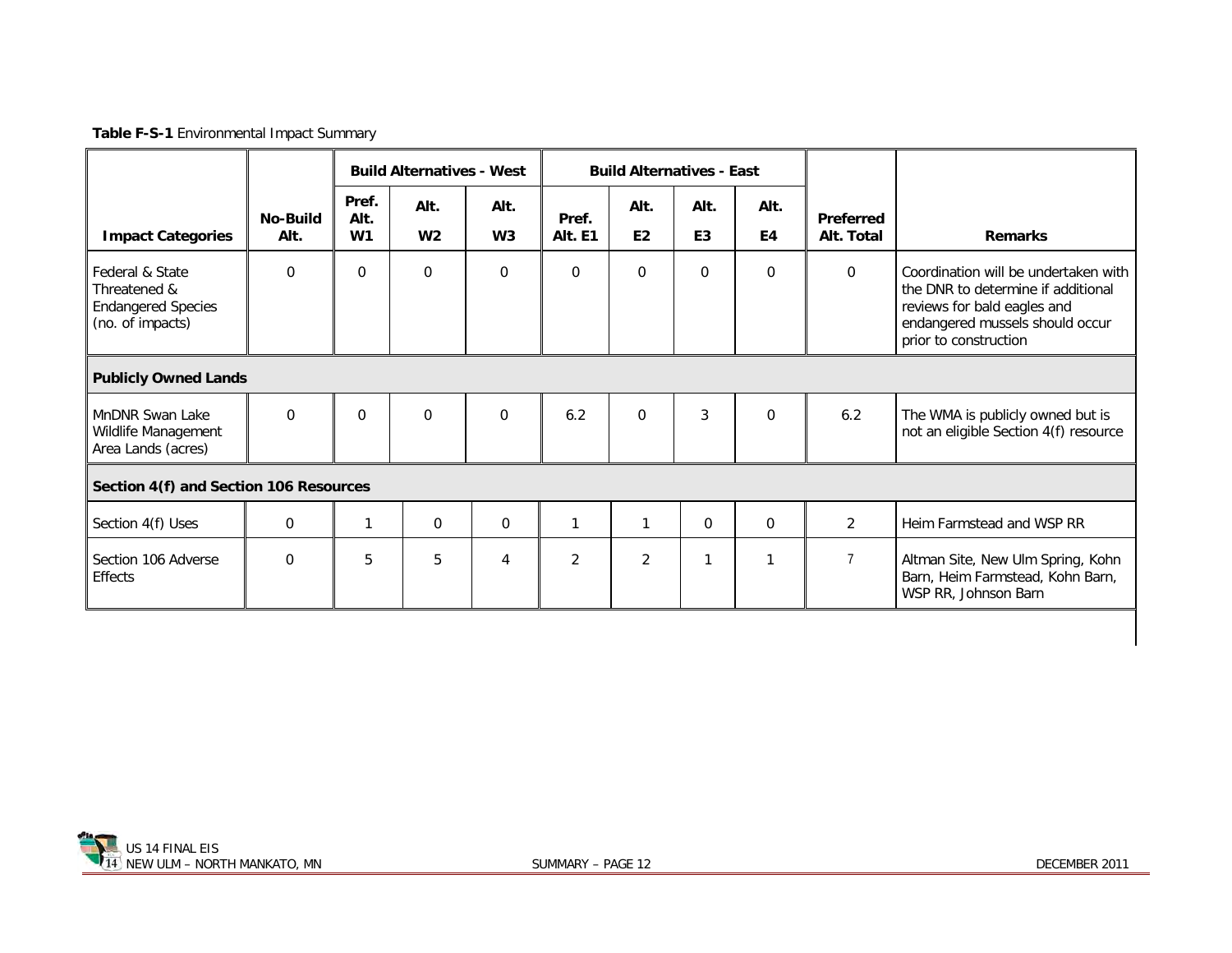**Table F-S-1** Environmental Impact Summary

| Impact Categories | No-Build Alt. | Build Alternatives - West | | | Build Alternatives - East | | | | Preferred Alt. Total | Remarks |
|---|---|---|---|---|---|---|---|---|---|---|
| | | Pref. Alt. W1 | Alt. W2 | Alt. W3 | Pref. Alt. E1 | Alt. E2 | Alt. E3 | Alt. E4 | | |
| Federal & State Threatened & Endangered Species (no. of impacts) | 0 | 0 | 0 | 0 | 0 | 0 | 0 | 0 | 0 | Coordination will be undertaken with the DNR to determine if additional reviews for bald eagles and endangered mussels should occur prior to construction |
| **Publicly Owned Lands** | | | | | | | | | | |
| MnDNR Swan Lake Wildlife Management Area Lands (acres) | 0 | 0 | 0 | 0 | 6.2 | 0 | 3 | 0 | 6.2 | The WMA is publicly owned but is not an eligible Section 4(f) resource |
| **Section 4(f) and Section 106 Resources** | | | | | | | | | | |
| Section 4(f) Uses | 0 | 1 | 0 | 0 | 1 | 1 | 0 | 0 | 2 | Heim Farmstead and WSP RR |
| Section 106 Adverse Effects | 0 | 5 | 5 | 4 | 2 | 2 | 1 | 1 | 7 | Altman Site, New Ulm Spring, Kohn Barn, Heim Farmstead, Kohn Barn, WSP RR, Johnson Barn |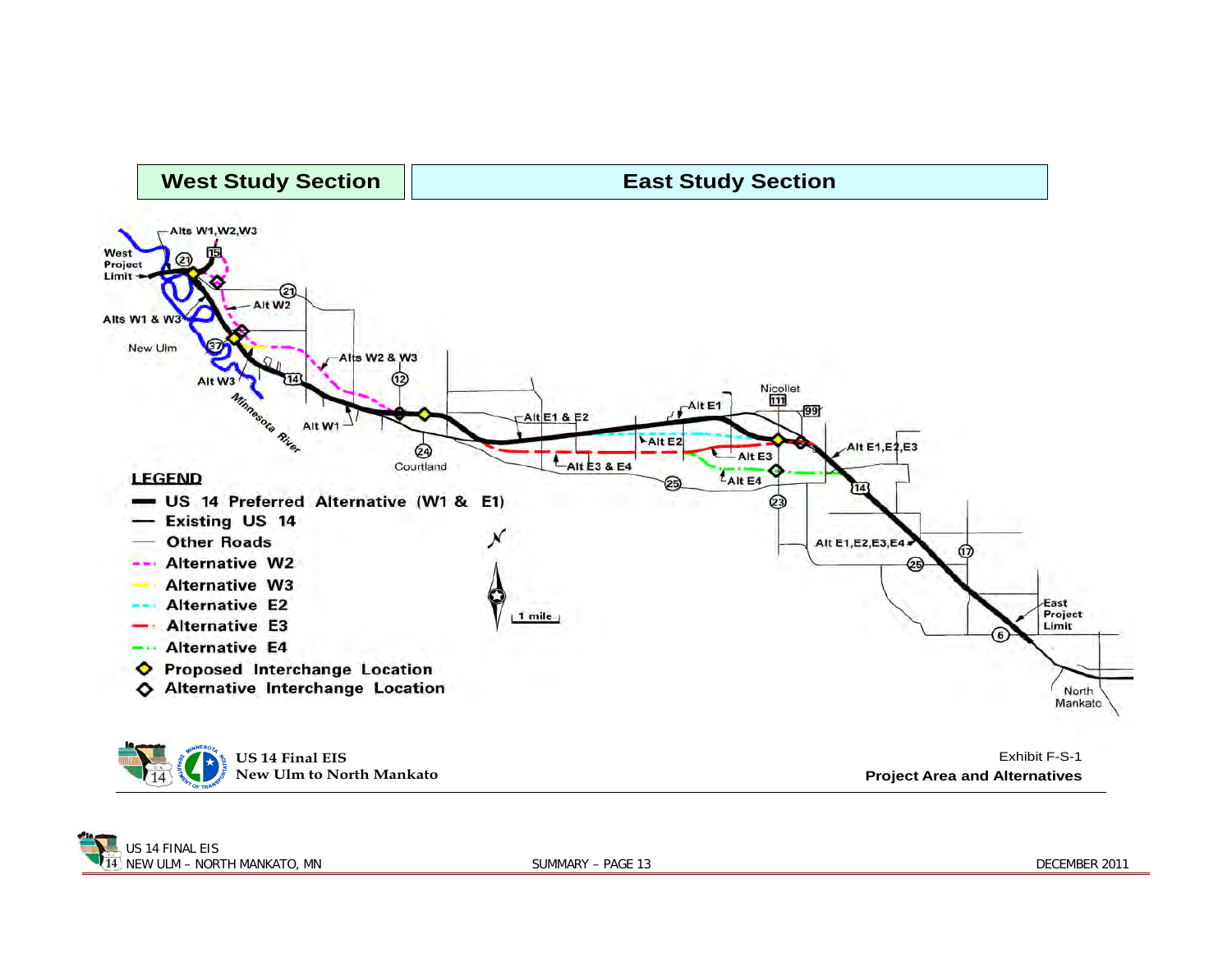West Study Section

East Study Section

Alts W1,W2,W3

West Project Limit

21

15

21

Alt W2

Alts W1 & W3

New Ulm

37

Alts W2 & W3

Alt W3

14

12

Minnesota River

Alt W1

24

Courtland

Alt E1 & E2

Alt E1

Nicollet

111

99

Alt E2

Alt E3

Alt E1,E2,E3

Alt E3 & E4

25

Alt E4

14

23

Alt E1,E2,E3,E4

17

25

East Project Limit

6

North Mankato

1 mile

N

LEGEND

US 14 Preferred Alternative (W1 & E1)

Existing US 14

Other Roads

Alternative W2

Alternative W3

Alternative E2

Alternative E3

Alternative E4

Proposed Interchange Location

Alternative Interchange Location

US 14 Final EIS
New Ulm to North Mankato

Exhibit F-S-1

**Project Area and Alternatives**